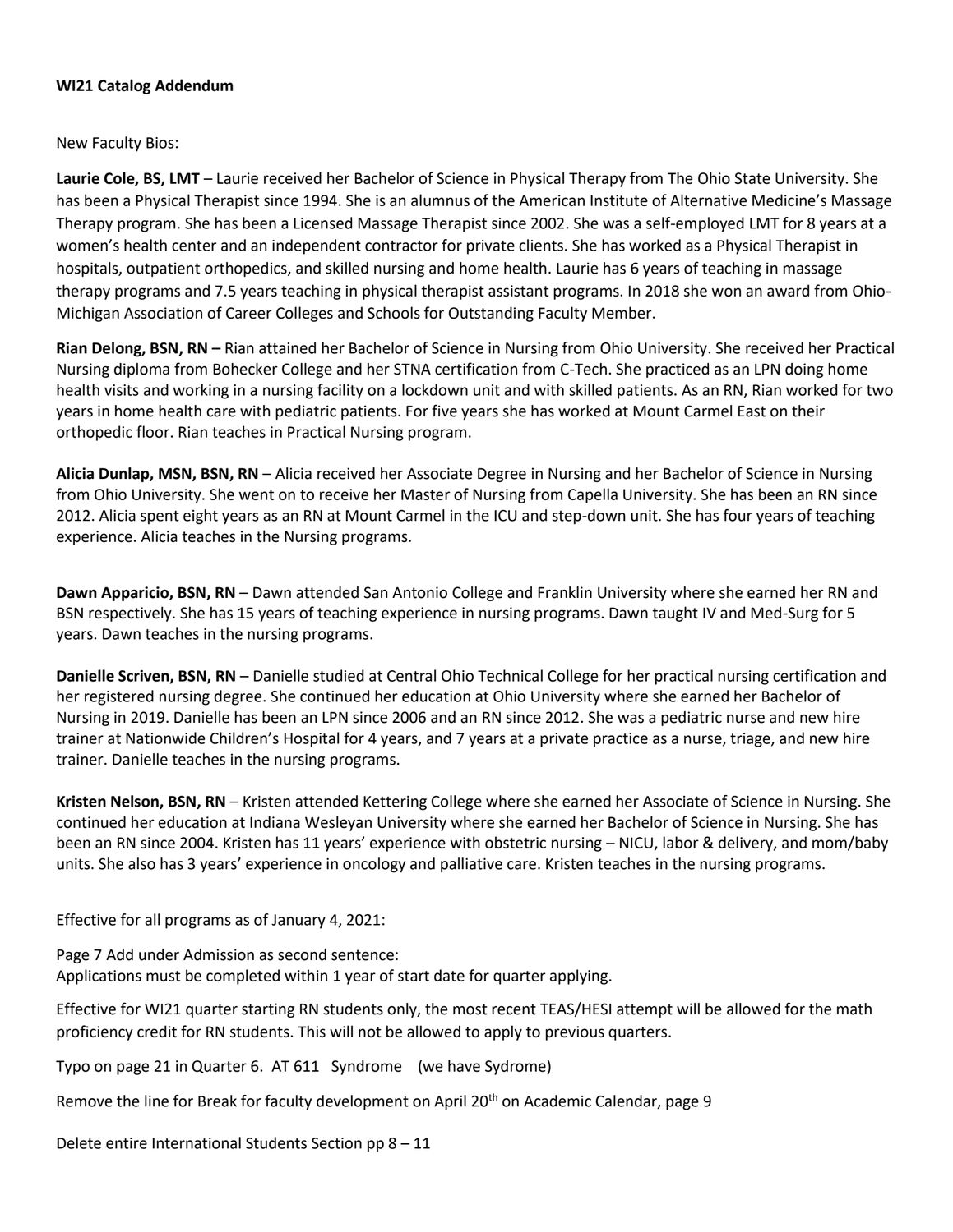**WI21 Catalog Addendum**

New Faculty Bios:

**Laurie Cole, BS, LMT** – Laurie received her Bachelor of Science in Physical Therapy from The Ohio State University. She has been a Physical Therapist since 1994. She is an alumnus of the American Institute of Alternative Medicine's Massage Therapy program. She has been a Licensed Massage Therapist since 2002. She was a self-employed LMT for 8 years at a women's health center and an independent contractor for private clients. She has worked as a Physical Therapist in hospitals, outpatient orthopedics, and skilled nursing and home health. Laurie has 6 years of teaching in massage therapy programs and 7.5 years teaching in physical therapist assistant programs. In 2018 she won an award from Ohio-Michigan Association of Career Colleges and Schools for Outstanding Faculty Member.

**Rian Delong, BSN, RN** – Rian attained her Bachelor of Science in Nursing from Ohio University. She received her Practical Nursing diploma from Bohecker College and her STNA certification from C-Tech. She practiced as an LPN doing home health visits and working in a nursing facility on a lockdown unit and with skilled patients. As an RN, Rian worked for two years in home health care with pediatric patients. For five years she has worked at Mount Carmel East on their orthopedic floor. Rian teaches in Practical Nursing program.

**Alicia Dunlap, MSN, BSN, RN** – Alicia received her Associate Degree in Nursing and her Bachelor of Science in Nursing from Ohio University. She went on to receive her Master of Nursing from Capella University. She has been an RN since 2012. Alicia spent eight years as an RN at Mount Carmel in the ICU and step-down unit. She has four years of teaching experience. Alicia teaches in the Nursing programs.

**Dawn Apparicio, BSN, RN** – Dawn attended San Antonio College and Franklin University where she earned her RN and BSN respectively. She has 15 years of teaching experience in nursing programs. Dawn taught IV and Med-Surg for 5 years. Dawn teaches in the nursing programs.

**Danielle Scriven, BSN, RN** – Danielle studied at Central Ohio Technical College for her practical nursing certification and her registered nursing degree. She continued her education at Ohio University where she earned her Bachelor of Nursing in 2019. Danielle has been an LPN since 2006 and an RN since 2012. She was a pediatric nurse and new hire trainer at Nationwide Children's Hospital for 4 years, and 7 years at a private practice as a nurse, triage, and new hire trainer. Danielle teaches in the nursing programs.

**Kristen Nelson, BSN, RN** – Kristen attended Kettering College where she earned her Associate of Science in Nursing. She continued her education at Indiana Wesleyan University where she earned her Bachelor of Science in Nursing. She has been an RN since 2004. Kristen has 11 years' experience with obstetric nursing – NICU, labor & delivery, and mom/baby units. She also has 3 years' experience in oncology and palliative care. Kristen teaches in the nursing programs.

Effective for all programs as of January 4, 2021:

Page 7 Add under Admission as second sentence:
Applications must be completed within 1 year of start date for quarter applying.

Effective for WI21 quarter starting RN students only, the most recent TEAS/HESI attempt will be allowed for the math proficiency credit for RN students. This will not be allowed to apply to previous quarters.

Typo on page 21 in Quarter 6. AT 611 Syndrome (we have Sydrome)

Remove the line for Break for faculty development on April 20th on Academic Calendar, page 9

Delete entire International Students Section pp 8 – 11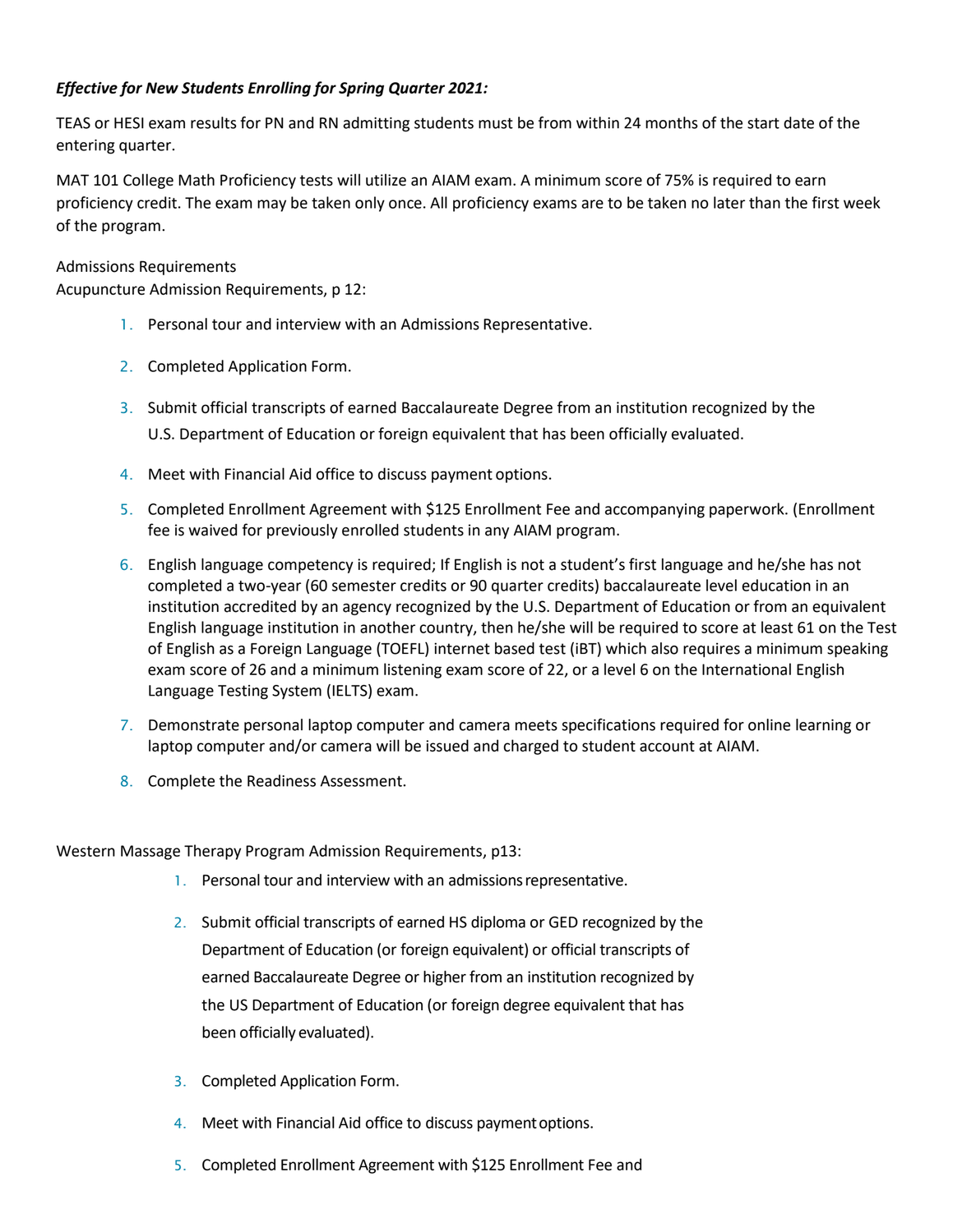***Effective for New Students Enrolling for Spring Quarter 2021:***

TEAS or HESI exam results for PN and RN admitting students must be from within 24 months of the start date of the entering quarter.

MAT 101 College Math Proficiency tests will utilize an AIAM exam. A minimum score of 75% is required to earn proficiency credit. The exam may be taken only once. All proficiency exams are to be taken no later than the first week of the program.

Admissions Requirements
Acupuncture Admission Requirements, p 12:

1. Personal tour and interview with an Admissions Representative.
2. Completed Application Form.
3. Submit official transcripts of earned Baccalaureate Degree from an institution recognized by the U.S. Department of Education or foreign equivalent that has been officially evaluated.
4. Meet with Financial Aid office to discuss payment options.
5. Completed Enrollment Agreement with $125 Enrollment Fee and accompanying paperwork. (Enrollment fee is waived for previously enrolled students in any AIAM program.
6. English language competency is required; If English is not a student's first language and he/she has not completed a two-year (60 semester credits or 90 quarter credits) baccalaureate level education in an institution accredited by an agency recognized by the U.S. Department of Education or from an equivalent English language institution in another country, then he/she will be required to score at least 61 on the Test of English as a Foreign Language (TOEFL) internet based test (iBT) which also requires a minimum speaking exam score of 26 and a minimum listening exam score of 22, or a level 6 on the International English Language Testing System (IELTS) exam.
7. Demonstrate personal laptop computer and camera meets specifications required for online learning or laptop computer and/or camera will be issued and charged to student account at AIAM.
8. Complete the Readiness Assessment.

Western Massage Therapy Program Admission Requirements, p13:

1. Personal tour and interview with an admissions representative.
2. Submit official transcripts of earned HS diploma or GED recognized by the Department of Education (or foreign equivalent) or official transcripts of earned Baccalaureate Degree or higher from an institution recognized by the US Department of Education (or foreign degree equivalent that has been officially evaluated).
3. Completed Application Form.
4. Meet with Financial Aid office to discuss payment options.
5. Completed Enrollment Agreement with $125 Enrollment Fee and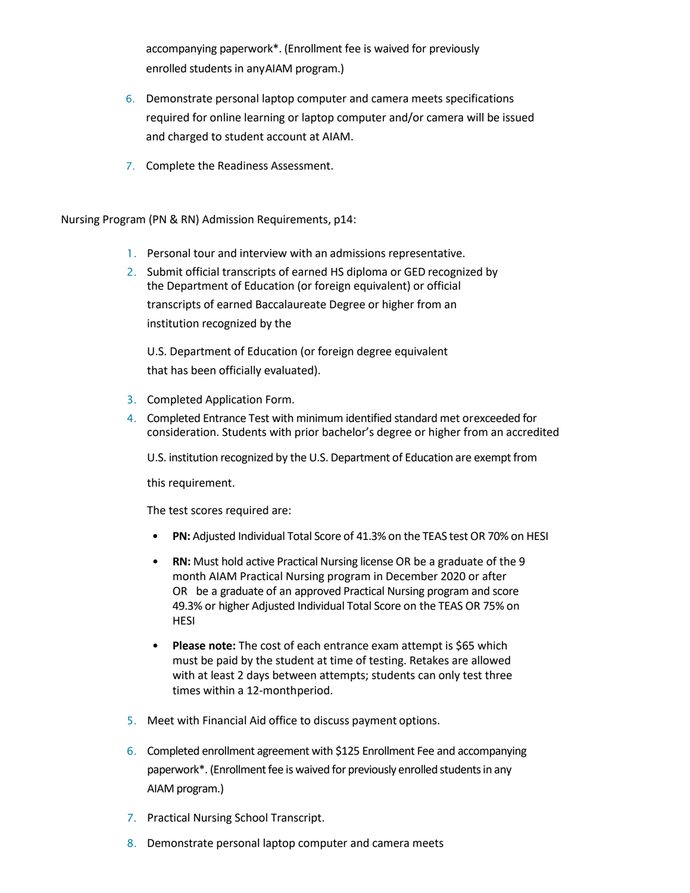accompanying paperwork*. (Enrollment fee is waived for previously enrolled students in any AIAM program.)

6. Demonstrate personal laptop computer and camera meets specifications required for online learning or laptop computer and/or camera will be issued and charged to student account at AIAM.
7. Complete the Readiness Assessment.

Nursing Program (PN & RN) Admission Requirements, p14:

1. Personal tour and interview with an admissions representative.
2. Submit official transcripts of earned HS diploma or GED recognized by the Department of Education (or foreign equivalent) or official transcripts of earned Baccalaureate Degree or higher from an institution recognized by the

   U.S. Department of Education (or foreign degree equivalent that has been officially evaluated).

3. Completed Application Form.
4. Completed Entrance Test with minimum identified standard met orexceeded for consideration. Students with prior bachelor's degree or higher from an accredited

   U.S. institution recognized by the U.S. Department of Education are exempt from

   this requirement.

   The test scores required are:

   - **PN:** Adjusted Individual Total Score of 41.3% on the TEAS test OR 70% on HESI
   - **RN:** Must hold active Practical Nursing license OR be a graduate of the 9 month AIAM Practical Nursing program in December 2020 or after OR be a graduate of an approved Practical Nursing program and score 49.3% or higher Adjusted Individual Total Score on the TEAS OR 75% on HESI
   - **Please note:** The cost of each entrance exam attempt is $65 which must be paid by the student at time of testing. Retakes are allowed with at least 2 days between attempts; students can only test three times within a 12-monthperiod.

5. Meet with Financial Aid office to discuss payment options.
6. Completed enrollment agreement with $125 Enrollment Fee and accompanying paperwork*. (Enrollment fee is waived for previously enrolled students in any AIAM program.)
7. Practical Nursing School Transcript.
8. Demonstrate personal laptop computer and camera meets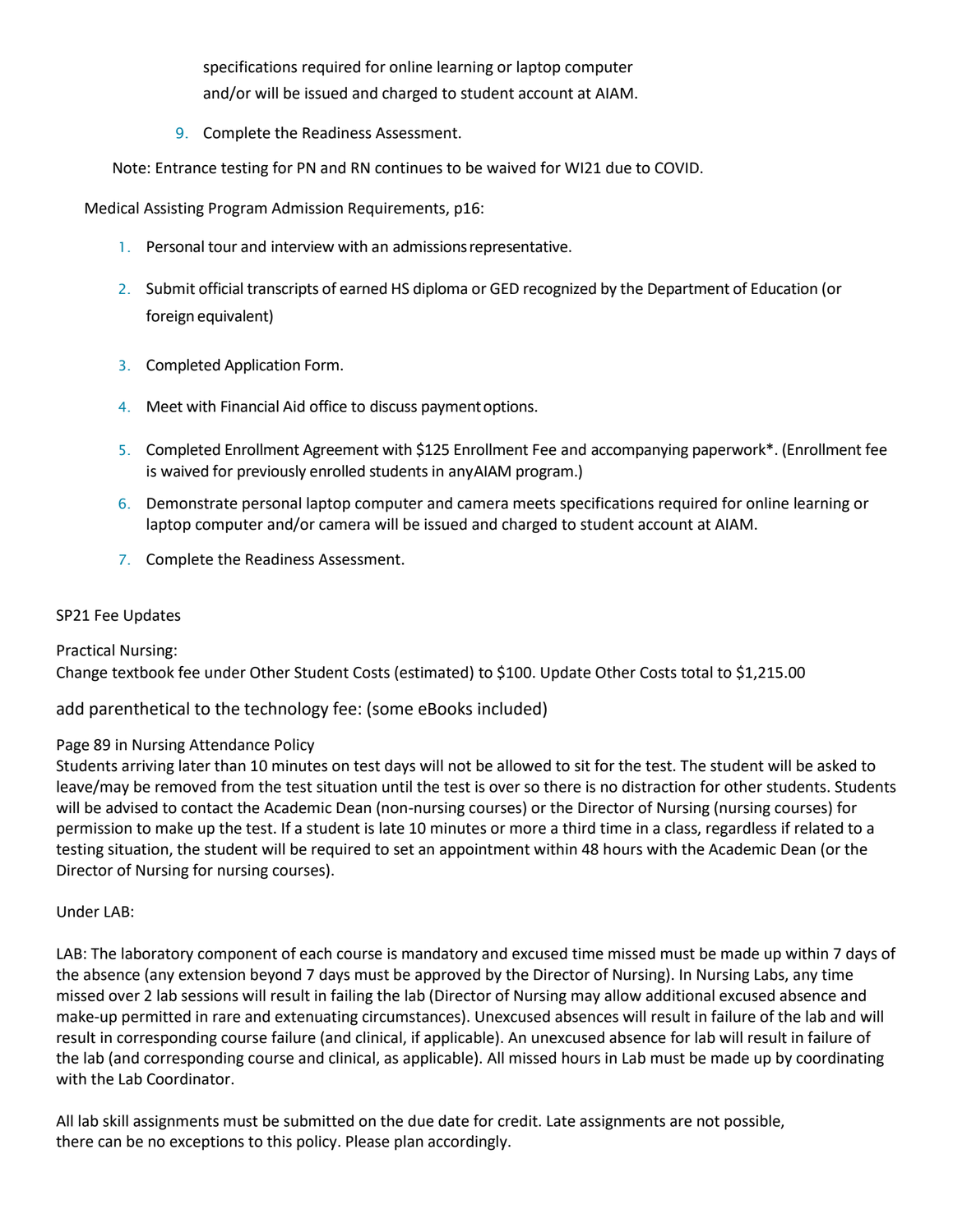specifications required for online learning or laptop computer and/or will be issued and charged to student account at AIAM.

9. Complete the Readiness Assessment.

Note: Entrance testing for PN and RN continues to be waived for WI21 due to COVID.

Medical Assisting Program Admission Requirements, p16:

1. Personal tour and interview with an admissions representative.
2. Submit official transcripts of earned HS diploma or GED recognized by the Department of Education (or foreign equivalent)
3. Completed Application Form.
4. Meet with Financial Aid office to discuss payment options.
5. Completed Enrollment Agreement with $125 Enrollment Fee and accompanying paperwork*. (Enrollment fee is waived for previously enrolled students in anyAIAM program.)
6. Demonstrate personal laptop computer and camera meets specifications required for online learning or laptop computer and/or camera will be issued and charged to student account at AIAM.
7. Complete the Readiness Assessment.

SP21 Fee Updates

Practical Nursing:
Change textbook fee under Other Student Costs (estimated) to $100. Update Other Costs total to $1,215.00

add parenthetical to the technology fee: (some eBooks included)

Page 89 in Nursing Attendance Policy
Students arriving later than 10 minutes on test days will not be allowed to sit for the test. The student will be asked to leave/may be removed from the test situation until the test is over so there is no distraction for other students. Students will be advised to contact the Academic Dean (non-nursing courses) or the Director of Nursing (nursing courses) for permission to make up the test. If a student is late 10 minutes or more a third time in a class, regardless if related to a testing situation, the student will be required to set an appointment within 48 hours with the Academic Dean (or the Director of Nursing for nursing courses).

Under LAB:

LAB: The laboratory component of each course is mandatory and excused time missed must be made up within 7 days of the absence (any extension beyond 7 days must be approved by the Director of Nursing). In Nursing Labs, any time missed over 2 lab sessions will result in failing the lab (Director of Nursing may allow additional excused absence and make-up permitted in rare and extenuating circumstances). Unexcused absences will result in failure of the lab and will result in corresponding course failure (and clinical, if applicable). An unexcused absence for lab will result in failure of the lab (and corresponding course and clinical, as applicable). All missed hours in Lab must be made up by coordinating with the Lab Coordinator.

All lab skill assignments must be submitted on the due date for credit. Late assignments are not possible, there can be no exceptions to this policy. Please plan accordingly.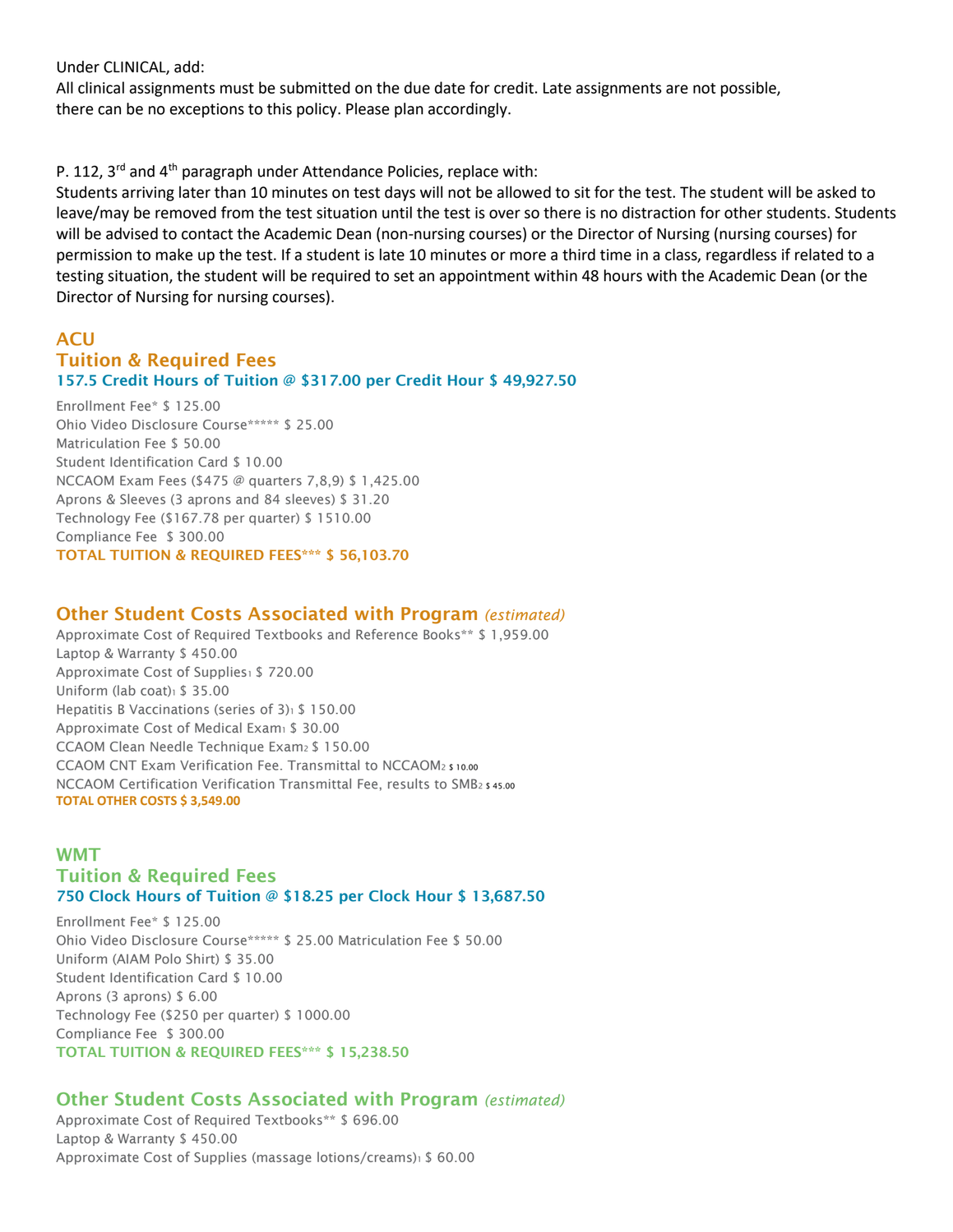Under CLINICAL, add:
All clinical assignments must be submitted on the due date for credit. Late assignments are not possible, there can be no exceptions to this policy. Please plan accordingly.

P. 112, 3rd and 4th paragraph under Attendance Policies, replace with:
Students arriving later than 10 minutes on test days will not be allowed to sit for the test. The student will be asked to leave/may be removed from the test situation until the test is over so there is no distraction for other students. Students will be advised to contact the Academic Dean (non-nursing courses) or the Director of Nursing (nursing courses) for permission to make up the test. If a student is late 10 minutes or more a third time in a class, regardless if related to a testing situation, the student will be required to set an appointment within 48 hours with the Academic Dean (or the Director of Nursing for nursing courses).

## ACU
## Tuition & Required Fees
### 157.5 Credit Hours of Tuition @ $317.00 per Credit Hour $ 49,927.50

Enrollment Fee* $ 125.00
Ohio Video Disclosure Course***** $ 25.00
Matriculation Fee $ 50.00
Student Identification Card $ 10.00
NCCAOM Exam Fees ($475 @ quarters 7,8,9) $ 1,425.00
Aprons & Sleeves (3 aprons and 84 sleeves) $ 31.20
Technology Fee ($167.78 per quarter) $ 1510.00
Compliance Fee $ 300.00
**TOTAL TUITION & REQUIRED FEES*** $ 56,103.70**

## Other Student Costs Associated with Program *(estimated)*
Approximate Cost of Required Textbooks and Reference Books** $ 1,959.00
Laptop & Warranty $ 450.00
Approximate Cost of Supplies1 $ 720.00
Uniform (lab coat)1 $ 35.00
Hepatitis B Vaccinations (series of 3)1 $ 150.00
Approximate Cost of Medical Exam1 $ 30.00
CCAOM Clean Needle Technique Exam2 $ 150.00
CCAOM CNT Exam Verification Fee. Transmittal to NCCAOM2 $ 10.00
NCCAOM Certification Verification Transmittal Fee, results to SMB2 $ 45.00
**TOTAL OTHER COSTS $ 3,549.00**

## WMT
## Tuition & Required Fees
### 750 Clock Hours of Tuition @ $18.25 per Clock Hour $ 13,687.50

Enrollment Fee* $ 125.00
Ohio Video Disclosure Course***** $ 25.00 Matriculation Fee $ 50.00
Uniform (AIAM Polo Shirt) $ 35.00
Student Identification Card $ 10.00
Aprons (3 aprons) $ 6.00
Technology Fee ($250 per quarter) $ 1000.00
Compliance Fee $ 300.00
**TOTAL TUITION & REQUIRED FEES*** $ 15,238.50**

## Other Student Costs Associated with Program *(estimated)*
Approximate Cost of Required Textbooks** $ 696.00
Laptop & Warranty $ 450.00
Approximate Cost of Supplies (massage lotions/creams)1 $ 60.00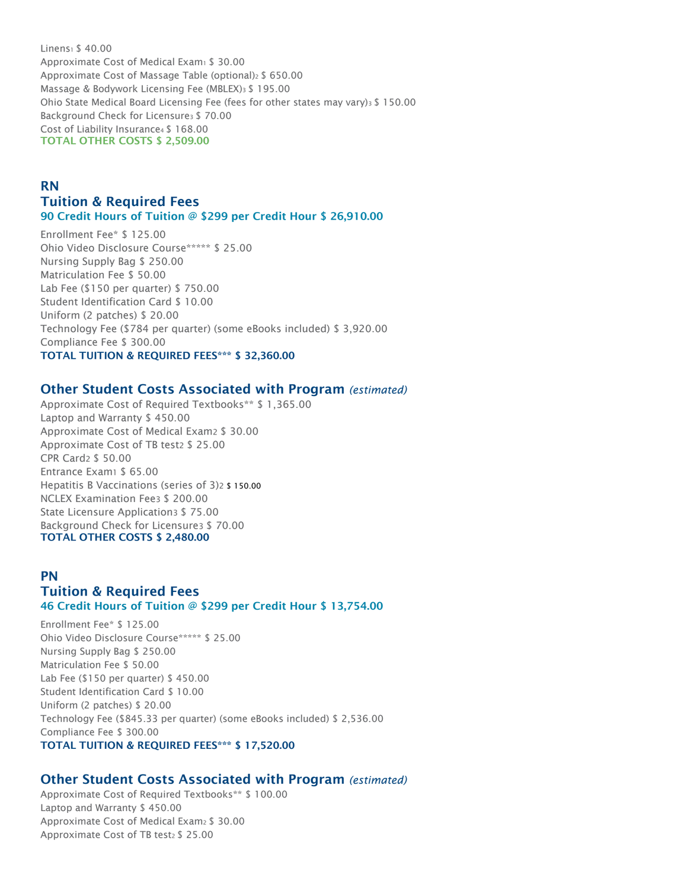Linens[1] $ 40.00
Approximate Cost of Medical Exam[1] $ 30.00
Approximate Cost of Massage Table (optional)[2] $ 650.00
Massage & Bodywork Licensing Fee (MBLEX)[3] $ 195.00
Ohio State Medical Board Licensing Fee (fees for other states may vary)[3] $ 150.00
Background Check for Licensure[3] $ 70.00
Cost of Liability Insurance[4] $ 168.00
**TOTAL OTHER COSTS $ 2,509.00**

## RN

## Tuition & Required Fees

### 90 Credit Hours of Tuition @ $299 per Credit Hour $ 26,910.00

Enrollment Fee* $ 125.00
Ohio Video Disclosure Course***** $ 25.00
Nursing Supply Bag $ 250.00
Matriculation Fee $ 50.00
Lab Fee ($150 per quarter) $ 750.00
Student Identification Card $ 10.00
Uniform (2 patches) $ 20.00
Technology Fee ($784 per quarter) (some eBooks included) $ 3,920.00
Compliance Fee $ 300.00
**TOTAL TUITION & REQUIRED FEES*** $ 32,360.00**

## Other Student Costs Associated with Program *(estimated)*

Approximate Cost of Required Textbooks** $ 1,365.00
Laptop and Warranty $ 450.00
Approximate Cost of Medical Exam[2] $ 30.00
Approximate Cost of TB test[2] $ 25.00
CPR Card[2] $ 50.00
Entrance Exam[1] $ 65.00
Hepatitis B Vaccinations (series of 3)[2] $ 150.00
NCLEX Examination Fee[3] $ 200.00
State Licensure Application[3] $ 75.00
Background Check for Licensure[3] $ 70.00
**TOTAL OTHER COSTS $ 2,480.00**

## PN

## Tuition & Required Fees

### 46 Credit Hours of Tuition @ $299 per Credit Hour $ 13,754.00

Enrollment Fee* $ 125.00
Ohio Video Disclosure Course***** $ 25.00
Nursing Supply Bag $ 250.00
Matriculation Fee $ 50.00
Lab Fee ($150 per quarter) $ 450.00
Student Identification Card $ 10.00
Uniform (2 patches) $ 20.00
Technology Fee ($845.33 per quarter) (some eBooks included) $ 2,536.00
Compliance Fee $ 300.00
**TOTAL TUITION & REQUIRED FEES*** $ 17,520.00**

## Other Student Costs Associated with Program *(estimated)*

Approximate Cost of Required Textbooks** $ 100.00
Laptop and Warranty $ 450.00
Approximate Cost of Medical Exam[2] $ 30.00
Approximate Cost of TB test[2] $ 25.00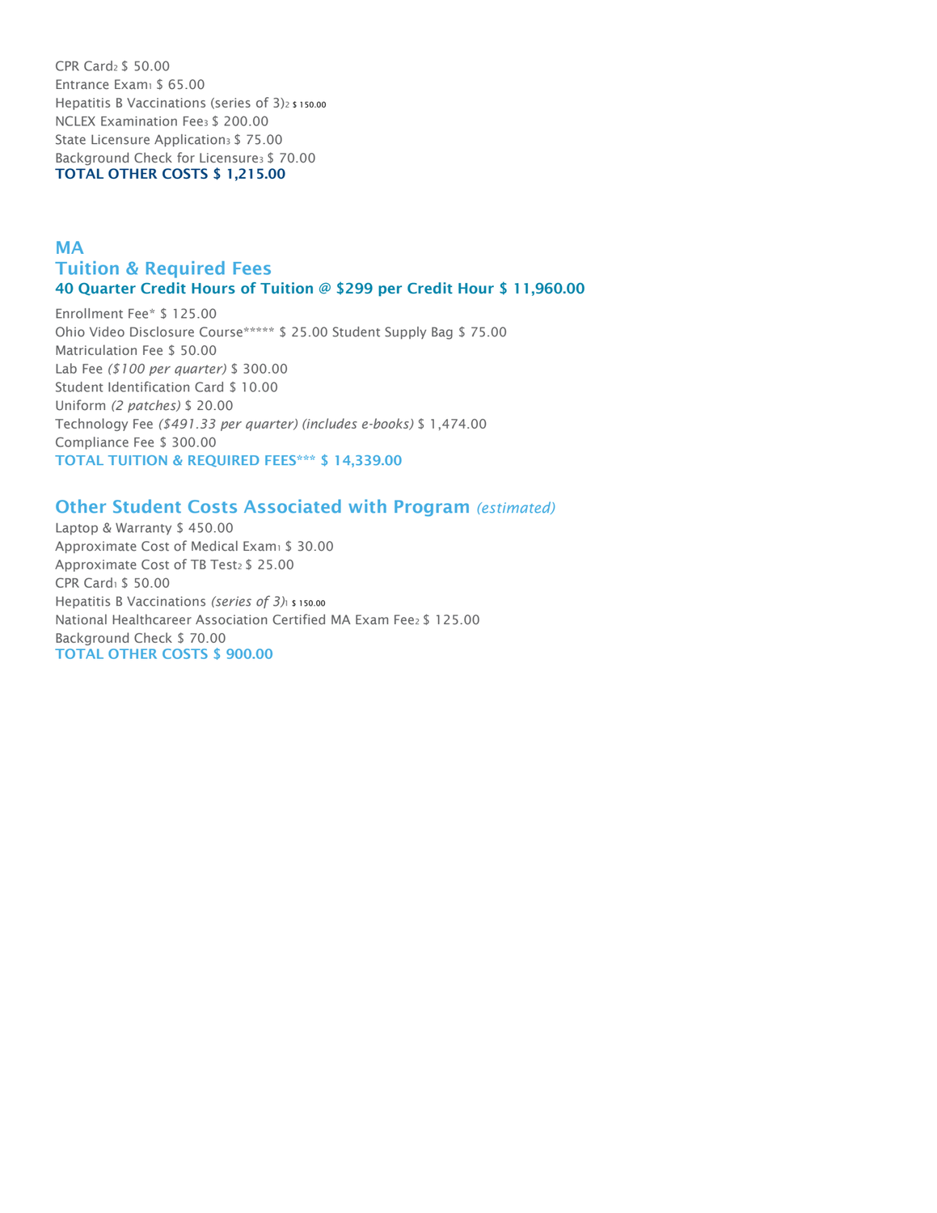CPR Card[2] $ 50.00
Entrance Exam[1] $ 65.00
Hepatitis B Vaccinations (series of 3)[2] $ 150.00
NCLEX Examination Fee[3] $ 200.00
State Licensure Application[3] $ 75.00
Background Check for Licensure[3] $ 70.00
**TOTAL OTHER COSTS $ 1,215.00**

## MA

## Tuition & Required Fees

### 40 Quarter Credit Hours of Tuition @ $299 per Credit Hour $ 11,960.00

Enrollment Fee* $ 125.00
Ohio Video Disclosure Course***** $ 25.00 Student Supply Bag $ 75.00
Matriculation Fee $ 50.00
Lab Fee *($100 per quarter)* $ 300.00
Student Identification Card $ 10.00
Uniform *(2 patches)* $ 20.00
Technology Fee *($491.33 per quarter) (includes e-books)* $ 1,474.00
Compliance Fee $ 300.00
**TOTAL TUITION & REQUIRED FEES*** $ 14,339.00**

## Other Student Costs Associated with Program *(estimated)*

Laptop & Warranty $ 450.00
Approximate Cost of Medical Exam[1] $ 30.00
Approximate Cost of TB Test[2] $ 25.00
CPR Card[1] $ 50.00
Hepatitis B Vaccinations *(series of 3)*[1] $ 150.00
National Healthcareer Association Certified MA Exam Fee[2] $ 125.00
Background Check $ 70.00
**TOTAL OTHER COSTS $ 900.00**